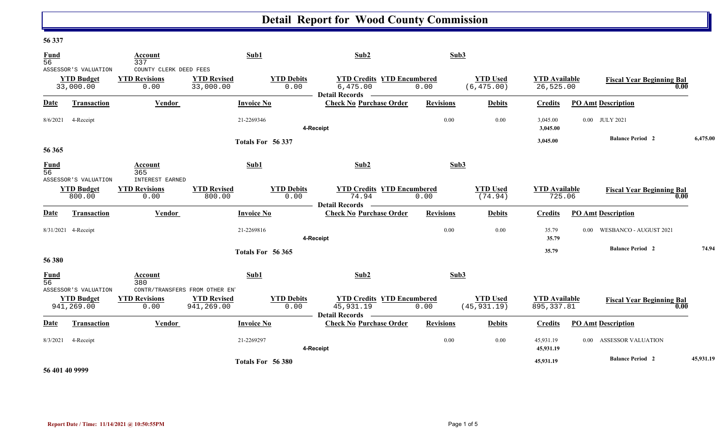# Detail Report for Wood County Commission

**56 337**

| Fund | Account | Sub1 | Sub2 | Sub3 |
|---|---|---|---|---|
| 56 ASSESSOR'S VALUATION | 337 COUNTY CLERK DEED FEES | | | |

| YTD Budget | YTD Revisions | YTD Revised | YTD Debits | YTD Credits | YTD Encumbered | YTD Used | YTD Available | Fiscal Year Beginning Bal |
|---|---|---|---|---|---|---|---|---|
| 33,000.00 | 0.00 | 33,000.00 | 0.00 | 6,475.00 | 0.00 | (6,475.00) | 26,525.00 | 0.00 |

Detail Records

| Date | Transaction | Vendor | Invoice No | Check No | Purchase Order | Revisions | Debits | Credits | PO Amt | Description |
|---|---|---|---|---|---|---|---|---|---|---|
| 8/6/2021 | 4-Receipt | | 21-2269346 | | | 0.00 | 0.00 | 3,045.00 | 0.00 | JULY 2021 |
| | | | | 4-Receipt | | | | 3,045.00 | | |
| | | | Totals For 56 337 | | | | | 3,045.00 | | Balance Period 2 6,475.00 |

**56 365**

| Fund | Account | Sub1 | Sub2 | Sub3 |
|---|---|---|---|---|
| 56 ASSESSOR'S VALUATION | 365 INTEREST EARNED | | | |

| YTD Budget | YTD Revisions | YTD Revised | YTD Debits | YTD Credits | YTD Encumbered | YTD Used | YTD Available | Fiscal Year Beginning Bal |
|---|---|---|---|---|---|---|---|---|
| 800.00 | 0.00 | 800.00 | 0.00 | 74.94 | 0.00 | (74.94) | 725.06 | 0.00 |

Detail Records

| Date | Transaction | Vendor | Invoice No | Check No | Purchase Order | Revisions | Debits | Credits | PO Amt | Description |
|---|---|---|---|---|---|---|---|---|---|---|
| 8/31/2021 | 4-Receipt | | 21-2269816 | | | 0.00 | 0.00 | 35.79 | 0.00 | WESBANCO - AUGUST 2021 |
| | | | | 4-Receipt | | | | 35.79 | | |
| | | | Totals For 56 365 | | | | | 35.79 | | Balance Period 2 74.94 |

**56 380**

| Fund | Account | Sub1 | Sub2 | Sub3 |
|---|---|---|---|---|
| 56 ASSESSOR'S VALUATION | 380 CONTR/TRANSFERS FROM OTHER EN | | | |

| YTD Budget | YTD Revisions | YTD Revised | YTD Debits | YTD Credits | YTD Encumbered | YTD Used | YTD Available | Fiscal Year Beginning Bal |
|---|---|---|---|---|---|---|---|---|
| 941,269.00 | 0.00 | 941,269.00 | 0.00 | 45,931.19 | 0.00 | (45,931.19) | 895,337.81 | 0.00 |

Detail Records

| Date | Transaction | Vendor | Invoice No | Check No | Purchase Order | Revisions | Debits | Credits | PO Amt | Description |
|---|---|---|---|---|---|---|---|---|---|---|
| 8/3/2021 | 4-Receipt | | 21-2269297 | | | 0.00 | 0.00 | 45,931.19 | 0.00 | ASSESSOR VALUATION |
| | | | | 4-Receipt | | | | 45,931.19 | | |
| | | | Totals For 56 380 | | | | | 45,931.19 | | Balance Period 2 45,931.19 |

**56 401 40 9999**

Report Date / Time: 11/14/2021 @ 10:50:55PM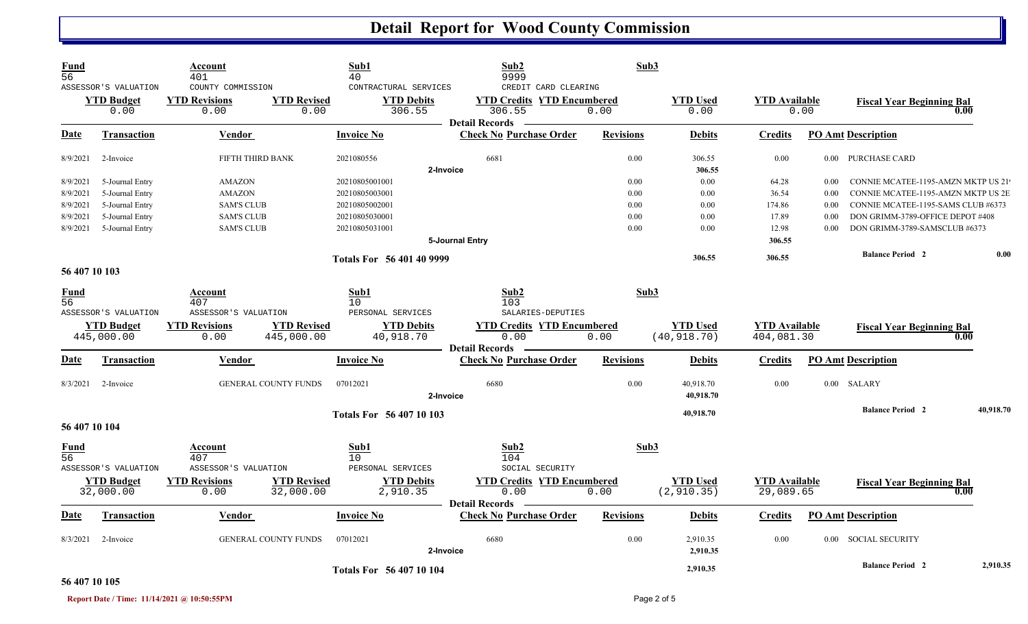# Detail Report for Wood County Commission

| Fund | Account | Sub1 | Sub2 | Sub3 |
|---|---|---|---|---|
| 56 | 401 | 40 | 9999 | |
| ASSESSOR'S VALUATION | COUNTY COMMISSION | CONTRACTUAL SERVICES | CREDIT CARD CLEARING | |

| YTD Budget | YTD Revisions | YTD Revised | YTD Debits | YTD Credits | YTD Encumbered | YTD Used | YTD Available | Fiscal Year Beginning Bal |
|---|---|---|---|---|---|---|---|---|
| 0.00 | 0.00 | 0.00 | 306.55 | 306.55 | 0.00 | 0.00 | 0.00 | 0.00 |

Detail Records

| Date | Transaction | Vendor | Invoice No | Check No | Purchase Order | Revisions | Debits | Credits | PO Amt | Description |
|---|---|---|---|---|---|---|---|---|---|---|
| 8/9/2021 | 2-Invoice | FIFTH THIRD BANK | 2021080556 | 6681 | | 0.00 | 306.55 | 0.00 | 0.00 | PURCHASE CARD |
| | | | 2-Invoice | | | | 306.55 | | | |
| 8/9/2021 | 5-Journal Entry | AMAZON | 20210805001001 | | | 0.00 | 0.00 | 64.28 | 0.00 | CONNIE MCATEE-1195-AMZN MKTP US 21 |
| 8/9/2021 | 5-Journal Entry | AMAZON | 20210805003001 | | | 0.00 | 0.00 | 36.54 | 0.00 | CONNIE MCATEE-1195-AMZN MKTP US 2E |
| 8/9/2021 | 5-Journal Entry | SAM'S CLUB | 20210805002001 | | | 0.00 | 0.00 | 174.86 | 0.00 | CONNIE MCATEE-1195-SAMS CLUB #6373 |
| 8/9/2021 | 5-Journal Entry | SAM'S CLUB | 20210805030001 | | | 0.00 | 0.00 | 17.89 | 0.00 | DON GRIMM-3789-OFFICE DEPOT #408 |
| 8/9/2021 | 5-Journal Entry | SAM'S CLUB | 20210805031001 | | | 0.00 | 0.00 | 12.98 | 0.00 | DON GRIMM-3789-SAMSCLUB #6373 |
| | | | 5-Journal Entry | | | | | 306.55 | | |
| | | | Totals For 56 401 40 9999 | | | | 306.55 | 306.55 | | Balance Period 2: 0.00 |

## 56 407 10 103

| Fund | Account | Sub1 | Sub2 | Sub3 |
|---|---|---|---|---|
| 56 | 407 | 10 | 103 | |
| ASSESSOR'S VALUATION | ASSESSOR'S VALUATION | PERSONAL SERVICES | SALARIES-DEPUTIES | |

| YTD Budget | YTD Revisions | YTD Revised | YTD Debits | YTD Credits | YTD Encumbered | YTD Used | YTD Available | Fiscal Year Beginning Bal |
|---|---|---|---|---|---|---|---|---|
| 445,000.00 | 0.00 | 445,000.00 | 40,918.70 | 0.00 | 0.00 | (40,918.70) | 404,081.30 | 0.00 |

Detail Records

| Date | Transaction | Vendor | Invoice No | Check No | Purchase Order | Revisions | Debits | Credits | PO Amt | Description |
|---|---|---|---|---|---|---|---|---|---|---|
| 8/3/2021 | 2-Invoice | GENERAL COUNTY FUNDS | 07012021 | 6680 | | 0.00 | 40,918.70 | 0.00 | 0.00 | SALARY |
| | | | 2-Invoice | | | | 40,918.70 | | | |
| | | | Totals For 56 407 10 103 | | | | 40,918.70 | | | Balance Period 2: 40,918.70 |

## 56 407 10 104

| Fund | Account | Sub1 | Sub2 | Sub3 |
|---|---|---|---|---|
| 56 | 407 | 10 | 104 | |
| ASSESSOR'S VALUATION | ASSESSOR'S VALUATION | PERSONAL SERVICES | SOCIAL SECURITY | |

| YTD Budget | YTD Revisions | YTD Revised | YTD Debits | YTD Credits | YTD Encumbered | YTD Used | YTD Available | Fiscal Year Beginning Bal |
|---|---|---|---|---|---|---|---|---|
| 32,000.00 | 0.00 | 32,000.00 | 2,910.35 | 0.00 | 0.00 | (2,910.35) | 29,089.65 | 0.00 |

Detail Records

| Date | Transaction | Vendor | Invoice No | Check No | Purchase Order | Revisions | Debits | Credits | PO Amt | Description |
|---|---|---|---|---|---|---|---|---|---|---|
| 8/3/2021 | 2-Invoice | GENERAL COUNTY FUNDS | 07012021 | 6680 | | 0.00 | 2,910.35 | 0.00 | 0.00 | SOCIAL SECURITY |
| | | | 2-Invoice | | | | 2,910.35 | | | |
| | | | Totals For 56 407 10 104 | | | | 2,910.35 | | | Balance Period 2: 2,910.35 |

## 56 407 10 105

Report Date / Time: 11/14/2021 @ 10:50:55PM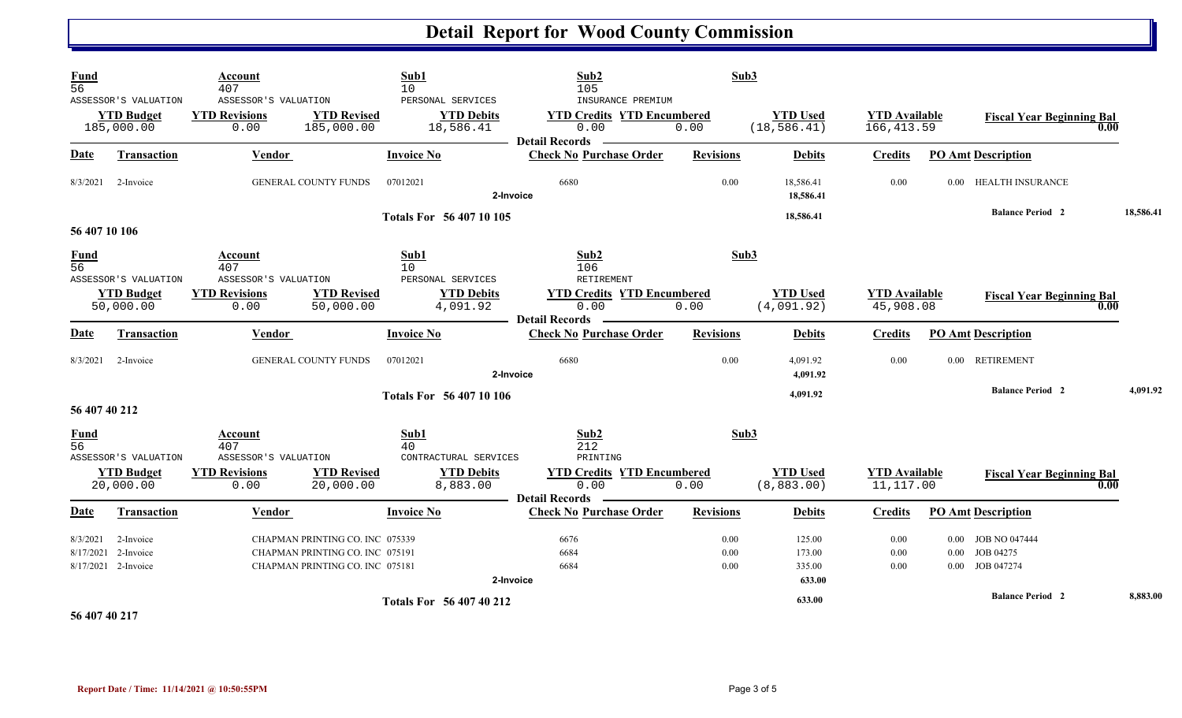# Detail Report for Wood County Commission

| Fund | Account | Sub1 | Sub2 | Sub3 | | | |
|---|---|---|---|---|---|---|---|
| 56 | 407 | 10 | 105 | | | | |
| ASSESSOR'S VALUATION | ASSESSOR'S VALUATION | PERSONAL SERVICES | INSURANCE PREMIUM | | | | |
| **YTD Budget** | **YTD Revisions** | **YTD Revised** | **YTD Debits** | **YTD Credits** | **YTD Encumbered** | **YTD Used** | **YTD Available** | **Fiscal Year Beginning Bal** |
| 185,000.00 | 0.00 | 185,000.00 | 18,586.41 | 0.00 | 0.00 | (18,586.41) | 166,413.59 | 0.00 |

**Detail Records**

| Date | Transaction | Vendor | Invoice No | Check No | Purchase Order | Revisions | Debits | Credits | PO Amt | Description |
|---|---|---|---|---|---|---|---|---|---|---|
| 8/3/2021 | 2-Invoice | GENERAL COUNTY FUNDS | 07012021 | 6680 | | 0.00 | 18,586.41 | 0.00 | 0.00 | HEALTH INSURANCE |
| | | | | 2-Invoice | | | 18,586.41 | | | |
| | | | Totals For 56 407 10 105 | | | | 18,586.41 | | | Balance Period 2 18,586.41 |

**56 407 10 106**

| Fund | Account | Sub1 | Sub2 | Sub3 | | | | |
|---|---|---|---|---|---|---|---|---|
| 56 | 407 | 10 | 106 | | | | | |
| ASSESSOR'S VALUATION | ASSESSOR'S VALUATION | PERSONAL SERVICES | RETIREMENT | | | | | |
| **YTD Budget** | **YTD Revisions** | **YTD Revised** | **YTD Debits** | **YTD Credits** | **YTD Encumbered** | **YTD Used** | **YTD Available** | **Fiscal Year Beginning Bal** |
| 50,000.00 | 0.00 | 50,000.00 | 4,091.92 | 0.00 | 0.00 | (4,091.92) | 45,908.08 | 0.00 |

**Detail Records**

| Date | Transaction | Vendor | Invoice No | Check No | Purchase Order | Revisions | Debits | Credits | PO Amt | Description |
|---|---|---|---|---|---|---|---|---|---|---|
| 8/3/2021 | 2-Invoice | GENERAL COUNTY FUNDS | 07012021 | 6680 | | 0.00 | 4,091.92 | 0.00 | 0.00 | RETIREMENT |
| | | | | 2-Invoice | | | 4,091.92 | | | |
| | | | Totals For 56 407 10 106 | | | | 4,091.92 | | | Balance Period 2 4,091.92 |

**56 407 40 212**

| Fund | Account | Sub1 | Sub2 | Sub3 | | | | |
|---|---|---|---|---|---|---|---|---|
| 56 | 407 | 40 | 212 | | | | | |
| ASSESSOR'S VALUATION | ASSESSOR'S VALUATION | CONTRACTUAL SERVICES | PRINTING | | | | | |
| **YTD Budget** | **YTD Revisions** | **YTD Revised** | **YTD Debits** | **YTD Credits** | **YTD Encumbered** | **YTD Used** | **YTD Available** | **Fiscal Year Beginning Bal** |
| 20,000.00 | 0.00 | 20,000.00 | 8,883.00 | 0.00 | 0.00 | (8,883.00) | 11,117.00 | 0.00 |

**Detail Records**

| Date | Transaction | Vendor | Invoice No | Check No | Purchase Order | Revisions | Debits | Credits | PO Amt | Description |
|---|---|---|---|---|---|---|---|---|---|---|
| 8/3/2021 | 2-Invoice | CHAPMAN PRINTING CO. INC | 075339 | 6676 | | 0.00 | 125.00 | 0.00 | 0.00 | JOB NO 047444 |
| 8/17/2021 | 2-Invoice | CHAPMAN PRINTING CO. INC | 075191 | 6684 | | 0.00 | 173.00 | 0.00 | 0.00 | JOB 04275 |
| 8/17/2021 | 2-Invoice | CHAPMAN PRINTING CO. INC | 075181 | 6684 | | 0.00 | 335.00 | 0.00 | 0.00 | JOB 047274 |
| | | | | 2-Invoice | | | 633.00 | | | |
| | | | Totals For 56 407 40 212 | | | | 633.00 | | | Balance Period 2 8,883.00 |

**56 407 40 217**

Report Date / Time: 11/14/2021 @ 10:50:55PM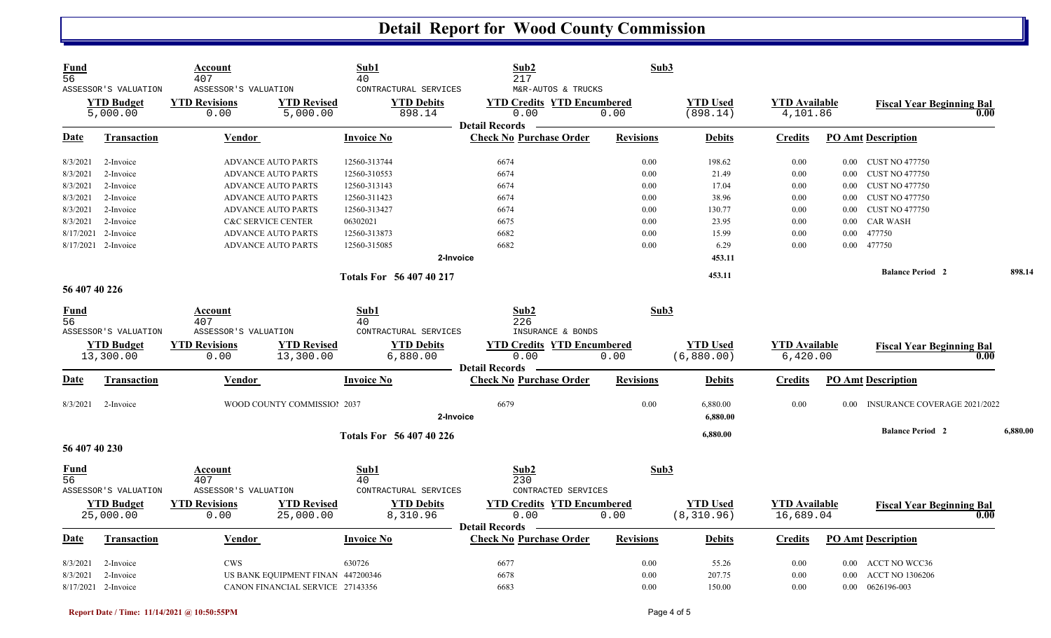# Detail Report for Wood County Commission

| Fund | Account | | Sub1 | Sub2 | Sub3 | | | |
|---|---|---|---|---|---|---|---|---|
| 56 | 407 | | 40 | 217 | | | | |
| ASSESSOR'S VALUATION | ASSESSOR'S VALUATION | | CONTRACTURAL SERVICES | M&R-AUTOS & TRUCKS | | | | |
| **YTD Budget** | **YTD Revisions** | **YTD Revised** | **YTD Debits** | **YTD Credits** | **YTD Encumbered** | **YTD Used** | **YTD Available** | **Fiscal Year Beginning Bal** |
| 5,000.00 | 0.00 | 5,000.00 | 898.14 | 0.00 | 0.00 | (898.14) | 4,101.86 | 0.00 |

Detail Records

| Date | Transaction | Vendor | Invoice No | Check No | Purchase Order | Revisions | Debits | Credits | PO Amt | Description |
|---|---|---|---|---|---|---|---|---|---|---|
| 8/3/2021 | 2-Invoice | ADVANCE AUTO PARTS | 12560-313744 | 6674 | | 0.00 | 198.62 | 0.00 | 0.00 | CUST NO 477750 |
| 8/3/2021 | 2-Invoice | ADVANCE AUTO PARTS | 12560-310553 | 6674 | | 0.00 | 21.49 | 0.00 | 0.00 | CUST NO 477750 |
| 8/3/2021 | 2-Invoice | ADVANCE AUTO PARTS | 12560-313143 | 6674 | | 0.00 | 17.04 | 0.00 | 0.00 | CUST NO 477750 |
| 8/3/2021 | 2-Invoice | ADVANCE AUTO PARTS | 12560-311423 | 6674 | | 0.00 | 38.96 | 0.00 | 0.00 | CUST NO 477750 |
| 8/3/2021 | 2-Invoice | ADVANCE AUTO PARTS | 12560-313427 | 6674 | | 0.00 | 130.77 | 0.00 | 0.00 | CUST NO 477750 |
| 8/3/2021 | 2-Invoice | C&C SERVICE CENTER | 06302021 | 6675 | | 0.00 | 23.95 | 0.00 | 0.00 | CAR WASH |
| 8/17/2021 | 2-Invoice | ADVANCE AUTO PARTS | 12560-313873 | 6682 | | 0.00 | 15.99 | 0.00 | 0.00 | 477750 |
| 8/17/2021 | 2-Invoice | ADVANCE AUTO PARTS | 12560-315085 | 6682 | | 0.00 | 6.29 | 0.00 | 0.00 | 477750 |
| | | | | 2-Invoice | | | **453.11** | | | |
| | | | **Totals For 56 407 40 217** | | | | **453.11** | | | **Balance Period 2** 898.14 |

## 56 407 40 226

| Fund | Account | | Sub1 | Sub2 | Sub3 | | | |
|---|---|---|---|---|---|---|---|---|
| 56 | 407 | | 40 | 226 | | | | |
| ASSESSOR'S VALUATION | ASSESSOR'S VALUATION | | CONTRACTURAL SERVICES | INSURANCE & BONDS | | | | |
| **YTD Budget** | **YTD Revisions** | **YTD Revised** | **YTD Debits** | **YTD Credits** | **YTD Encumbered** | **YTD Used** | **YTD Available** | **Fiscal Year Beginning Bal** |
| 13,300.00 | 0.00 | 13,300.00 | 6,880.00 | 0.00 | 0.00 | (6,880.00) | 6,420.00 | 0.00 |

Detail Records

| Date | Transaction | Vendor | Invoice No | Check No | Purchase Order | Revisions | Debits | Credits | PO Amt | Description |
|---|---|---|---|---|---|---|---|---|---|---|
| 8/3/2021 | 2-Invoice | WOOD COUNTY COMMISSIO! | 2037 | 6679 | | 0.00 | 6,880.00 | 0.00 | 0.00 | INSURANCE COVERAGE 2021/2022 |
| | | | | 2-Invoice | | | **6,880.00** | | | |
| | | | **Totals For 56 407 40 226** | | | | **6,880.00** | | | **Balance Period 2** 6,880.00 |

## 56 407 40 230

| Fund | Account | | Sub1 | Sub2 | Sub3 | | | |
|---|---|---|---|---|---|---|---|---|
| 56 | 407 | | 40 | 230 | | | | |
| ASSESSOR'S VALUATION | ASSESSOR'S VALUATION | | CONTRACTURAL SERVICES | CONTRACTED SERVICES | | | | |
| **YTD Budget** | **YTD Revisions** | **YTD Revised** | **YTD Debits** | **YTD Credits** | **YTD Encumbered** | **YTD Used** | **YTD Available** | **Fiscal Year Beginning Bal** |
| 25,000.00 | 0.00 | 25,000.00 | 8,310.96 | 0.00 | 0.00 | (8,310.96) | 16,689.04 | 0.00 |

Detail Records

| Date | Transaction | Vendor | Invoice No | Check No | Purchase Order | Revisions | Debits | Credits | PO Amt | Description |
|---|---|---|---|---|---|---|---|---|---|---|
| 8/3/2021 | 2-Invoice | CWS | 630726 | 6677 | | 0.00 | 55.26 | 0.00 | 0.00 | ACCT NO WCC36 |
| 8/3/2021 | 2-Invoice | US BANK EQUIPMENT FINAN | 447200346 | 6678 | | 0.00 | 207.75 | 0.00 | 0.00 | ACCT NO 1306206 |
| 8/17/2021 | 2-Invoice | CANON FINANCIAL SERVICE | 27143356 | 6683 | | 0.00 | 150.00 | 0.00 | 0.00 | 0626196-003 |

Report Date / Time: 11/14/2021 @ 10:50:55PM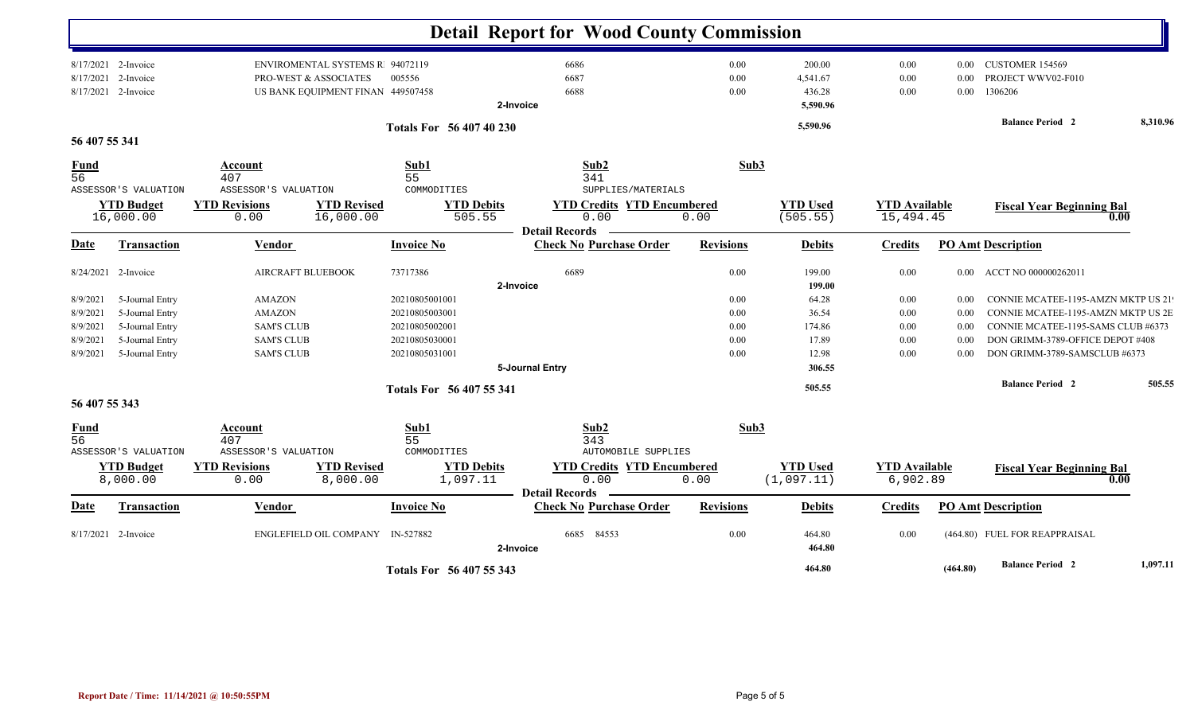# Detail Report for Wood County Commission

| Date | Transaction | Vendor | Invoice No | Check No | Purchase Order | Revisions | Debits | Credits | PO Amt | Description |
|---|---|---|---|---|---|---|---|---|---|---|
| 8/17/2021 | 2-Invoice | ENVIROMENTAL SYSTEMS R | 94072119 | 6686 | | 0.00 | 200.00 | 0.00 | 0.00 | CUSTOMER 154569 |
| 8/17/2021 | 2-Invoice | PRO-WEST & ASSOCIATES | 005556 | 6687 | | 0.00 | 4,541.67 | 0.00 | 0.00 | PROJECT WWV02-F010 |
| 8/17/2021 | 2-Invoice | US BANK EQUIPMENT FINAN | 449507458 | 6688 | | 0.00 | 436.28 | 0.00 | 0.00 | 1306206 |
| | | | | 2-Invoice | | | 5,590.96 | | | |

**Totals For 56 407 40 230** — 5,590.96 — Balance Period 2: 8,310.96

## 56 407 55 341

| Fund | Account | Sub1 | Sub2 | Sub3 |
|---|---|---|---|---|
| 56 | 407 | 55 | 341 | |
| ASSESSOR'S VALUATION | ASSESSOR'S VALUATION | COMMODITIES | SUPPLIES/MATERIALS | |

| YTD Budget | YTD Revisions | YTD Revised | YTD Debits | YTD Credits | YTD Encumbered | YTD Used | YTD Available | Fiscal Year Beginning Bal |
|---|---|---|---|---|---|---|---|---|
| 16,000.00 | 0.00 | 16,000.00 | 505.55 | 0.00 | 0.00 | (505.55) | 15,494.45 | 0.00 |

**Detail Records**

| Date | Transaction | Vendor | Invoice No | Check No | Purchase Order | Revisions | Debits | Credits | PO Amt | Description |
|---|---|---|---|---|---|---|---|---|---|---|
| 8/24/2021 | 2-Invoice | AIRCRAFT BLUEBOOK | 73717386 | 6689 | | 0.00 | 199.00 | 0.00 | 0.00 | ACCT NO 000000262011 |
| | | | | 2-Invoice | | | 199.00 | | | |
| 8/9/2021 | 5-Journal Entry | AMAZON | 20210805001001 | | | 0.00 | 64.28 | 0.00 | 0.00 | CONNIE MCATEE-1195-AMZN MKTP US 21 |
| 8/9/2021 | 5-Journal Entry | AMAZON | 20210805003001 | | | 0.00 | 36.54 | 0.00 | 0.00 | CONNIE MCATEE-1195-AMZN MKTP US 2E |
| 8/9/2021 | 5-Journal Entry | SAM'S CLUB | 20210805002001 | | | 0.00 | 174.86 | 0.00 | 0.00 | CONNIE MCATEE-1195-SAMS CLUB #6373 |
| 8/9/2021 | 5-Journal Entry | SAM'S CLUB | 20210805030001 | | | 0.00 | 17.89 | 0.00 | 0.00 | DON GRIMM-3789-OFFICE DEPOT #408 |
| 8/9/2021 | 5-Journal Entry | SAM'S CLUB | 20210805031001 | | | 0.00 | 12.98 | 0.00 | 0.00 | DON GRIMM-3789-SAMSCLUB #6373 |
| | | | | 5-Journal Entry | | | 306.55 | | | |

**Totals For 56 407 55 341** — 505.55 — Balance Period 2: 505.55

## 56 407 55 343

| Fund | Account | Sub1 | Sub2 | Sub3 |
|---|---|---|---|---|
| 56 | 407 | 55 | 343 | |
| ASSESSOR'S VALUATION | ASSESSOR'S VALUATION | COMMODITIES | AUTOMOBILE SUPPLIES | |

| YTD Budget | YTD Revisions | YTD Revised | YTD Debits | YTD Credits | YTD Encumbered | YTD Used | YTD Available | Fiscal Year Beginning Bal |
|---|---|---|---|---|---|---|---|---|
| 8,000.00 | 0.00 | 8,000.00 | 1,097.11 | 0.00 | 0.00 | (1,097.11) | 6,902.89 | 0.00 |

**Detail Records**

| Date | Transaction | Vendor | Invoice No | Check No | Purchase Order | Revisions | Debits | Credits | PO Amt | Description |
|---|---|---|---|---|---|---|---|---|---|---|
| 8/17/2021 | 2-Invoice | ENGLEFIELD OIL COMPANY | IN-527882 | 6685 | 84553 | 0.00 | 464.80 | 0.00 | (464.80) | FUEL FOR REAPPRAISAL |
| | | | | 2-Invoice | | | 464.80 | | | |

**Totals For 56 407 55 343** — 464.80 — (464.80) — Balance Period 2: 1,097.11

Report Date / Time: 11/14/2021 @ 10:50:55PM